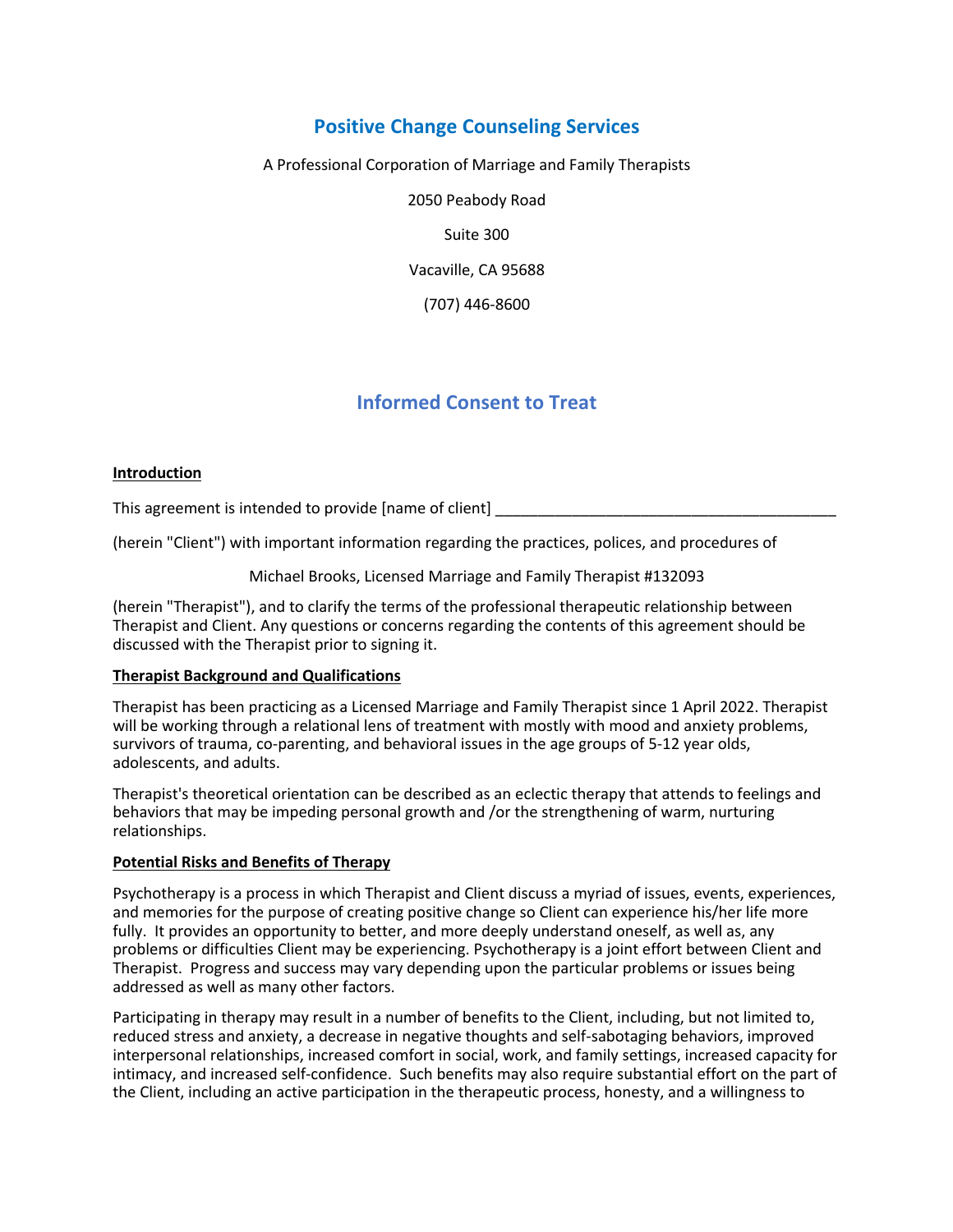# Positive Change Counseling Services

A Professional Corporation of Marriage and Family Therapists

2050 Peabody Road

Suite 300

Vacaville, CA 95688

(707) 446-8600

## Informed Consent to Treat

**Introduction**

This agreement is intended to provide [name of client] ________________________________________

(herein "Client") with important information regarding the practices, polices, and procedures of

Michael Brooks, Licensed Marriage and Family Therapist #132093

(herein "Therapist"), and to clarify the terms of the professional therapeutic relationship between Therapist and Client. Any questions or concerns regarding the contents of this agreement should be discussed with the Therapist prior to signing it.

**Therapist Background and Qualifications**

Therapist has been practicing as a Licensed Marriage and Family Therapist since 1 April 2022. Therapist will be working through a relational lens of treatment with mostly with mood and anxiety problems, survivors of trauma, co-parenting, and behavioral issues in the age groups of 5-12 year olds, adolescents, and adults.

Therapist's theoretical orientation can be described as an eclectic therapy that attends to feelings and behaviors that may be impeding personal growth and /or the strengthening of warm, nurturing relationships.

**Potential Risks and Benefits of Therapy**

Psychotherapy is a process in which Therapist and Client discuss a myriad of issues, events, experiences, and memories for the purpose of creating positive change so Client can experience his/her life more fully. It provides an opportunity to better, and more deeply understand oneself, as well as, any problems or difficulties Client may be experiencing. Psychotherapy is a joint effort between Client and Therapist. Progress and success may vary depending upon the particular problems or issues being addressed as well as many other factors.

Participating in therapy may result in a number of benefits to the Client, including, but not limited to, reduced stress and anxiety, a decrease in negative thoughts and self-sabotaging behaviors, improved interpersonal relationships, increased comfort in social, work, and family settings, increased capacity for intimacy, and increased self-confidence. Such benefits may also require substantial effort on the part of the Client, including an active participation in the therapeutic process, honesty, and a willingness to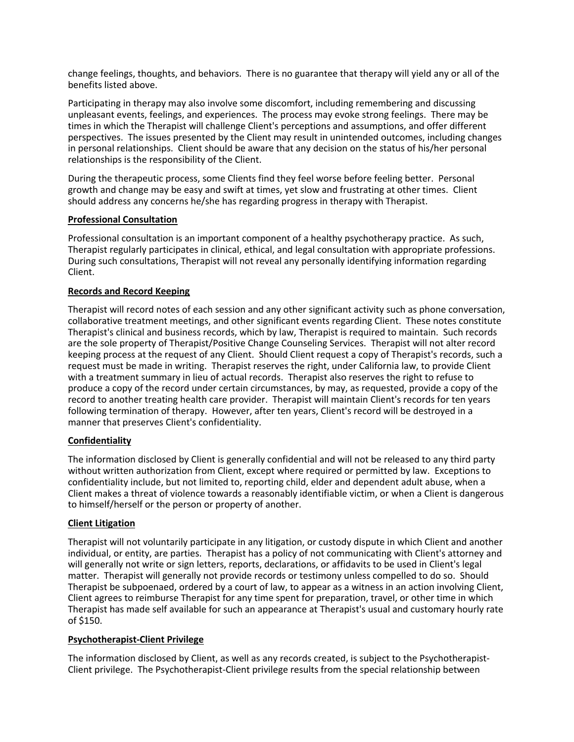change feelings, thoughts, and behaviors. There is no guarantee that therapy will yield any or all of the benefits listed above.

Participating in therapy may also involve some discomfort, including remembering and discussing unpleasant events, feelings, and experiences. The process may evoke strong feelings. There may be times in which the Therapist will challenge Client's perceptions and assumptions, and offer different perspectives. The issues presented by the Client may result in unintended outcomes, including changes in personal relationships. Client should be aware that any decision on the status of his/her personal relationships is the responsibility of the Client.

During the therapeutic process, some Clients find they feel worse before feeling better. Personal growth and change may be easy and swift at times, yet slow and frustrating at other times. Client should address any concerns he/she has regarding progress in therapy with Therapist.

**Professional Consultation**

Professional consultation is an important component of a healthy psychotherapy practice. As such, Therapist regularly participates in clinical, ethical, and legal consultation with appropriate professions. During such consultations, Therapist will not reveal any personally identifying information regarding Client.

**Records and Record Keeping**

Therapist will record notes of each session and any other significant activity such as phone conversation, collaborative treatment meetings, and other significant events regarding Client. These notes constitute Therapist's clinical and business records, which by law, Therapist is required to maintain. Such records are the sole property of Therapist/Positive Change Counseling Services. Therapist will not alter record keeping process at the request of any Client. Should Client request a copy of Therapist's records, such a request must be made in writing. Therapist reserves the right, under California law, to provide Client with a treatment summary in lieu of actual records. Therapist also reserves the right to refuse to produce a copy of the record under certain circumstances, by may, as requested, provide a copy of the record to another treating health care provider. Therapist will maintain Client's records for ten years following termination of therapy. However, after ten years, Client's record will be destroyed in a manner that preserves Client's confidentiality.

**Confidentiality**

The information disclosed by Client is generally confidential and will not be released to any third party without written authorization from Client, except where required or permitted by law. Exceptions to confidentiality include, but not limited to, reporting child, elder and dependent adult abuse, when a Client makes a threat of violence towards a reasonably identifiable victim, or when a Client is dangerous to himself/herself or the person or property of another.

**Client Litigation**

Therapist will not voluntarily participate in any litigation, or custody dispute in which Client and another individual, or entity, are parties. Therapist has a policy of not communicating with Client's attorney and will generally not write or sign letters, reports, declarations, or affidavits to be used in Client's legal matter. Therapist will generally not provide records or testimony unless compelled to do so. Should Therapist be subpoenaed, ordered by a court of law, to appear as a witness in an action involving Client, Client agrees to reimburse Therapist for any time spent for preparation, travel, or other time in which Therapist has made self available for such an appearance at Therapist's usual and customary hourly rate of $150.

**Psychotherapist-Client Privilege**

The information disclosed by Client, as well as any records created, is subject to the Psychotherapist-Client privilege. The Psychotherapist-Client privilege results from the special relationship between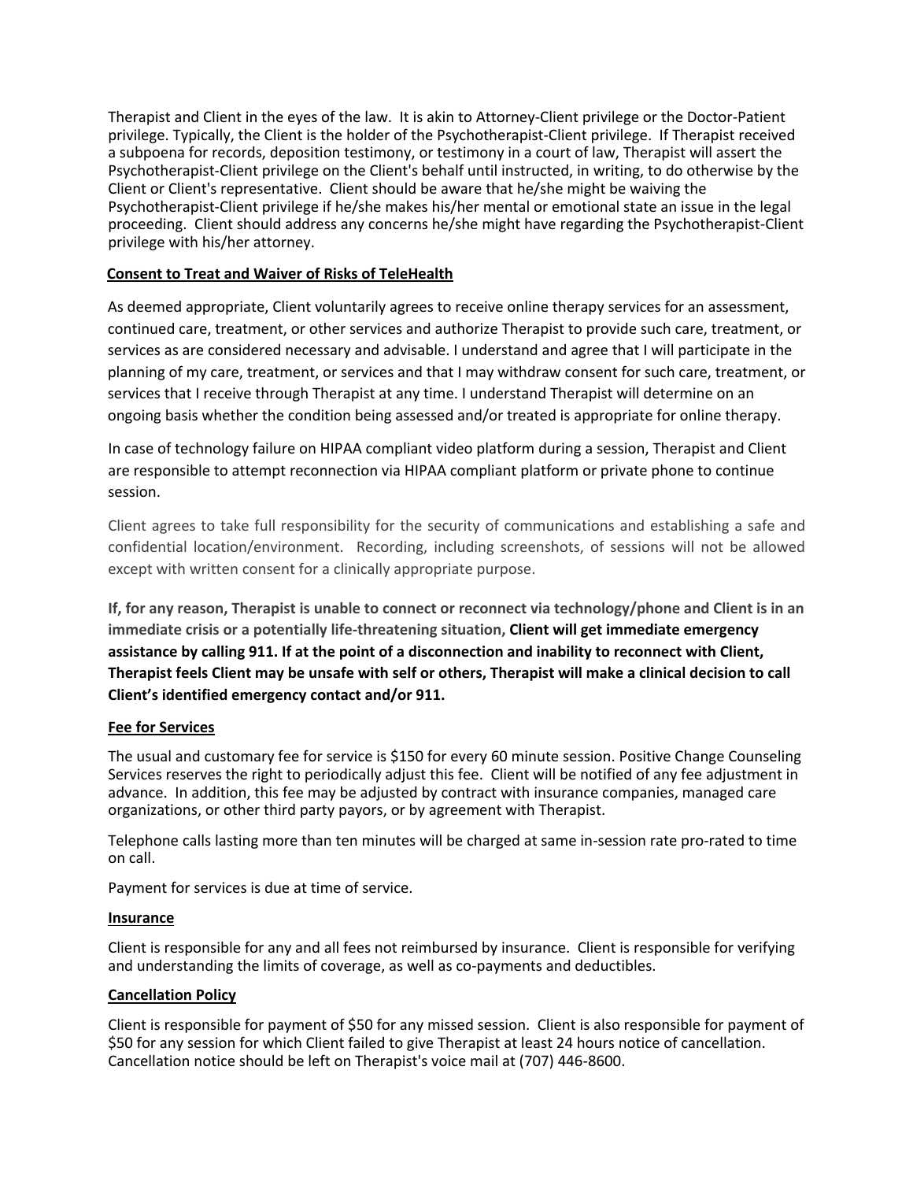Therapist and Client in the eyes of the law. It is akin to Attorney-Client privilege or the Doctor-Patient privilege. Typically, the Client is the holder of the Psychotherapist-Client privilege. If Therapist received a subpoena for records, deposition testimony, or testimony in a court of law, Therapist will assert the Psychotherapist-Client privilege on the Client's behalf until instructed, in writing, to do otherwise by the Client or Client's representative. Client should be aware that he/she might be waiving the Psychotherapist-Client privilege if he/she makes his/her mental or emotional state an issue in the legal proceeding. Client should address any concerns he/she might have regarding the Psychotherapist-Client privilege with his/her attorney.

**Consent to Treat and Waiver of Risks of TeleHealth**

As deemed appropriate, Client voluntarily agrees to receive online therapy services for an assessment, continued care, treatment, or other services and authorize Therapist to provide such care, treatment, or services as are considered necessary and advisable. I understand and agree that I will participate in the planning of my care, treatment, or services and that I may withdraw consent for such care, treatment, or services that I receive through Therapist at any time. I understand Therapist will determine on an ongoing basis whether the condition being assessed and/or treated is appropriate for online therapy.

In case of technology failure on HIPAA compliant video platform during a session, Therapist and Client are responsible to attempt reconnection via HIPAA compliant platform or private phone to continue session.

Client agrees to take full responsibility for the security of communications and establishing a safe and confidential location/environment. Recording, including screenshots, of sessions will not be allowed except with written consent for a clinically appropriate purpose.

**If, for any reason, Therapist is unable to connect or reconnect via technology/phone and Client is in an immediate crisis or a potentially life-threatening situation, Client will get immediate emergency assistance by calling 911. If at the point of a disconnection and inability to reconnect with Client, Therapist feels Client may be unsafe with self or others, Therapist will make a clinical decision to call Client's identified emergency contact and/or 911.**

**Fee for Services**

The usual and customary fee for service is $150 for every 60 minute session. Positive Change Counseling Services reserves the right to periodically adjust this fee. Client will be notified of any fee adjustment in advance. In addition, this fee may be adjusted by contract with insurance companies, managed care organizations, or other third party payors, or by agreement with Therapist.

Telephone calls lasting more than ten minutes will be charged at same in-session rate pro-rated to time on call.

Payment for services is due at time of service.

**Insurance**

Client is responsible for any and all fees not reimbursed by insurance. Client is responsible for verifying and understanding the limits of coverage, as well as co-payments and deductibles.

**Cancellation Policy**

Client is responsible for payment of $50 for any missed session. Client is also responsible for payment of $50 for any session for which Client failed to give Therapist at least 24 hours notice of cancellation. Cancellation notice should be left on Therapist's voice mail at (707) 446-8600.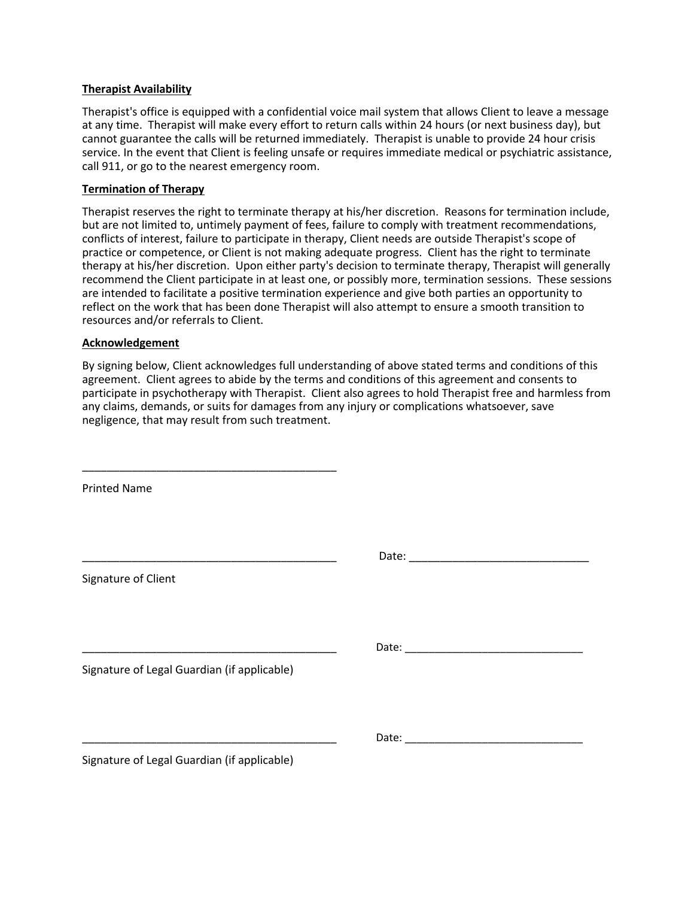**Therapist Availability**

Therapist's office is equipped with a confidential voice mail system that allows Client to leave a message at any time. Therapist will make every effort to return calls within 24 hours (or next business day), but cannot guarantee the calls will be returned immediately. Therapist is unable to provide 24 hour crisis service. In the event that Client is feeling unsafe or requires immediate medical or psychiatric assistance, call 911, or go to the nearest emergency room.

**Termination of Therapy**

Therapist reserves the right to terminate therapy at his/her discretion. Reasons for termination include, but are not limited to, untimely payment of fees, failure to comply with treatment recommendations, conflicts of interest, failure to participate in therapy, Client needs are outside Therapist's scope of practice or competence, or Client is not making adequate progress. Client has the right to terminate therapy at his/her discretion. Upon either party's decision to terminate therapy, Therapist will generally recommend the Client participate in at least one, or possibly more, termination sessions. These sessions are intended to facilitate a positive termination experience and give both parties an opportunity to reflect on the work that has been done Therapist will also attempt to ensure a smooth transition to resources and/or referrals to Client.

**Acknowledgement**

By signing below, Client acknowledges full understanding of above stated terms and conditions of this agreement. Client agrees to abide by the terms and conditions of this agreement and consents to participate in psychotherapy with Therapist. Client also agrees to hold Therapist free and harmless from any claims, demands, or suits for damages from any injury or complications whatsoever, save negligence, that may result from such treatment.

___________________________________________

Printed Name

___________________________________________ Date: ______________________________

Signature of Client

___________________________________________ Date: ______________________________

Signature of Legal Guardian (if applicable)

___________________________________________ Date: ______________________________

Signature of Legal Guardian (if applicable)